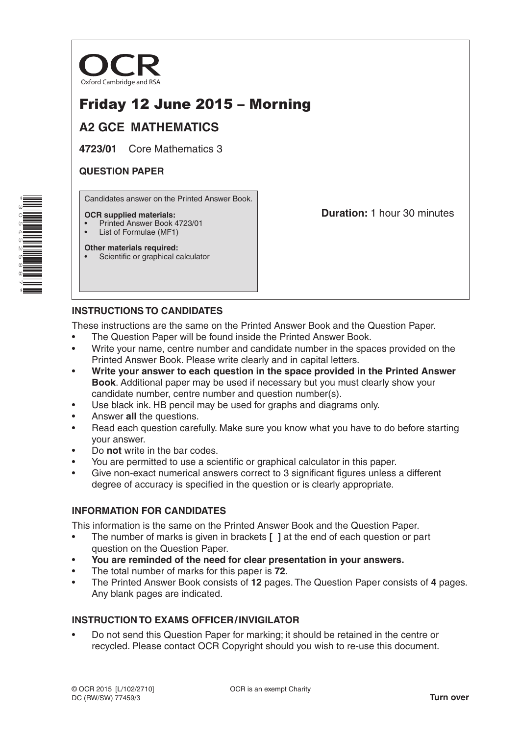OCR
Oxford Cambridge and RSA

# Friday 12 June 2015 – Morning

## A2 GCE MATHEMATICS

**4723/01** Core Mathematics 3

**QUESTION PAPER**

Candidates answer on the Printed Answer Book.

**OCR supplied materials:**
- Printed Answer Book 4723/01
- List of Formulae (MF1)

**Other materials required:**
- Scientific or graphical calculator

**Duration:** 1 hour 30 minutes

### INSTRUCTIONS TO CANDIDATES

These instructions are the same on the Printed Answer Book and the Question Paper.

- The Question Paper will be found inside the Printed Answer Book.
- Write your name, centre number and candidate number in the spaces provided on the Printed Answer Book. Please write clearly and in capital letters.
- **Write your answer to each question in the space provided in the Printed Answer Book**. Additional paper may be used if necessary but you must clearly show your candidate number, centre number and question number(s).
- Use black ink. HB pencil may be used for graphs and diagrams only.
- Answer **all** the questions.
- Read each question carefully. Make sure you know what you have to do before starting your answer.
- Do **not** write in the bar codes.
- You are permitted to use a scientific or graphical calculator in this paper.
- Give non-exact numerical answers correct to 3 significant figures unless a different degree of accuracy is specified in the question or is clearly appropriate.

### INFORMATION FOR CANDIDATES

This information is the same on the Printed Answer Book and the Question Paper.

- The number of marks is given in brackets **[ ]** at the end of each question or part question on the Question Paper.
- **You are reminded of the need for clear presentation in your answers.**
- The total number of marks for this paper is **72**.
- The Printed Answer Book consists of **12** pages. The Question Paper consists of **4** pages. Any blank pages are indicated.

### INSTRUCTION TO EXAMS OFFICER / INVIGILATOR

- Do not send this Question Paper for marking; it should be retained in the centre or recycled. Please contact OCR Copyright should you wish to re-use this document.

© OCR 2015 [L/102/2710]
DC (RW/SW) 77459/3

OCR is an exempt Charity

**Turn over**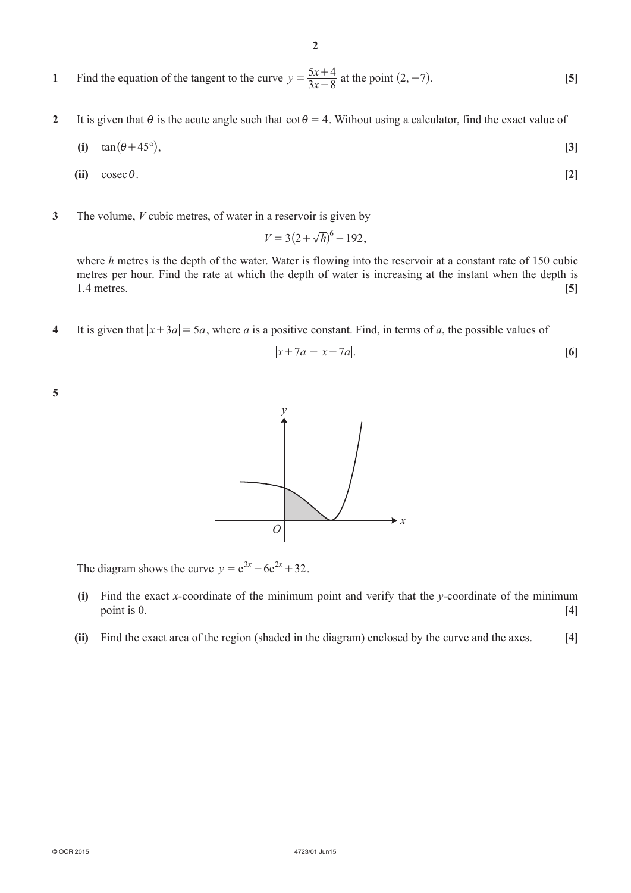**1** Find the equation of the tangent to the curve $y = \dfrac{5x+4}{3x-8}$ at the point $(2, -7)$. **[5]**

**2** It is given that $\theta$ is the acute angle such that $\cot\theta = 4$. Without using a calculator, find the exact value of

**(i)** $\tan(\theta + 45°)$, **[3]**

**(ii)** $\operatorname{cosec}\theta$. **[2]**

**3** The volume, $V$ cubic metres, of water in a reservoir is given by

$$V = 3(2+\sqrt{h})^6 - 192,$$

where $h$ metres is the depth of the water. Water is flowing into the reservoir at a constant rate of 150 cubic metres per hour. Find the rate at which the depth of water is increasing at the instant when the depth is 1.4 metres. **[5]**

**4** It is given that $|x+3a| = 5a$, where $a$ is a positive constant. Find, in terms of $a$, the possible values of

$$|x+7a| - |x-7a|.$$

**[6]**

**5**

The diagram shows the curve $y = \mathrm{e}^{3x} - 6\mathrm{e}^{2x} + 32$.

**(i)** Find the exact $x$-coordinate of the minimum point and verify that the $y$-coordinate of the minimum point is 0. **[4]**

**(ii)** Find the exact area of the region (shaded in the diagram) enclosed by the curve and the axes. **[4]**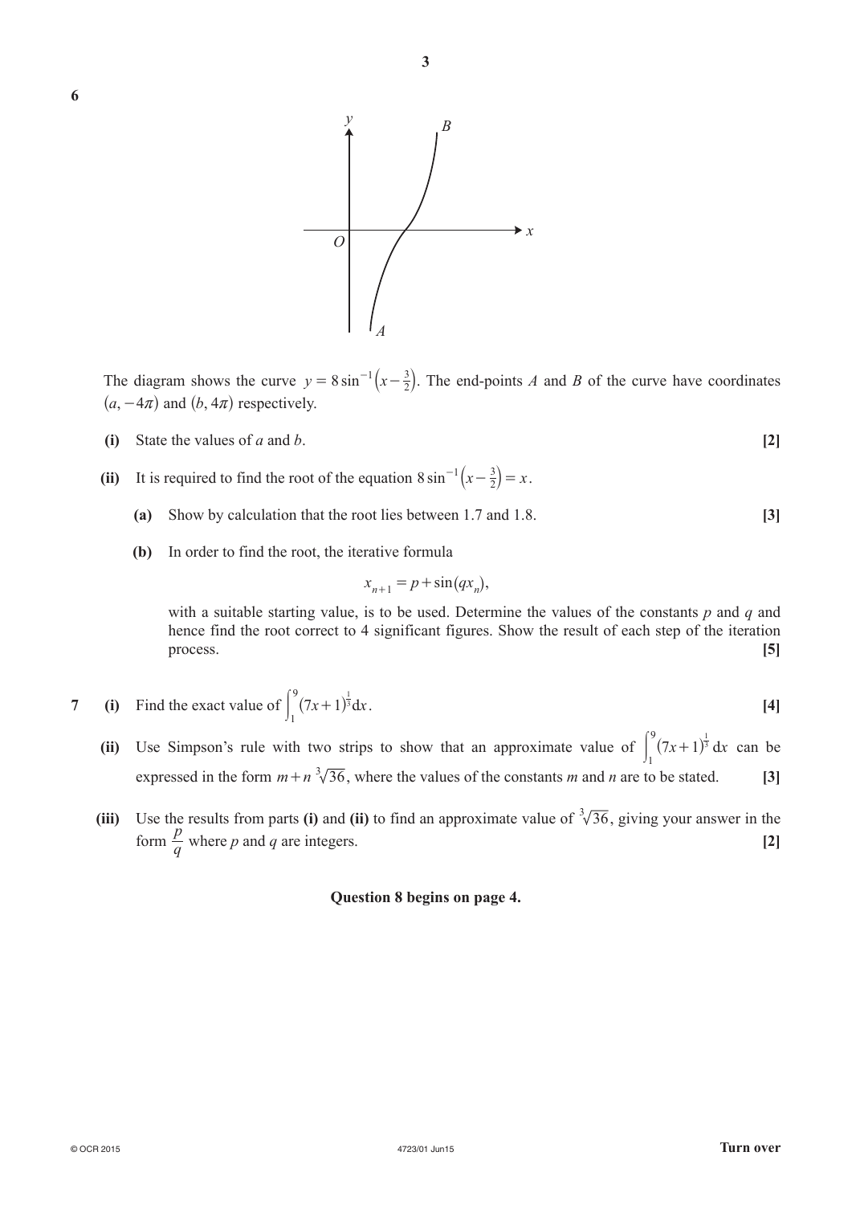**6**

The diagram shows the curve $y = 8\sin^{-1}\left(x - \frac{3}{2}\right)$. The end-points $A$ and $B$ of the curve have coordinates $(a, -4\pi)$ and $(b, 4\pi)$ respectively.

**(i)** State the values of $a$ and $b$. **[2]**

**(ii)** It is required to find the root of the equation $8\sin^{-1}\left(x - \frac{3}{2}\right) = x$.

**(a)** Show by calculation that the root lies between 1.7 and 1.8. **[3]**

**(b)** In order to find the root, the iterative formula

$$x_{n+1} = p + \sin(qx_n),$$

with a suitable starting value, is to be used. Determine the values of the constants $p$ and $q$ and hence find the root correct to 4 significant figures. Show the result of each step of the iteration process. **[5]**

**7** **(i)** Find the exact value of $\int_1^9 (7x+1)^{\frac{1}{3}} \mathrm{d}x$. **[4]**

**(ii)** Use Simpson's rule with two strips to show that an approximate value of $\int_1^9 (7x+1)^{\frac{1}{3}} \mathrm{d}x$ can be expressed in the form $m + n\sqrt[3]{36}$, where the values of the constants $m$ and $n$ are to be stated. **[3]**

**(iii)** Use the results from parts **(i)** and **(ii)** to find an approximate value of $\sqrt[3]{36}$, giving your answer in the form $\frac{p}{q}$ where $p$ and $q$ are integers. **[2]**

**Question 8 begins on page 4.**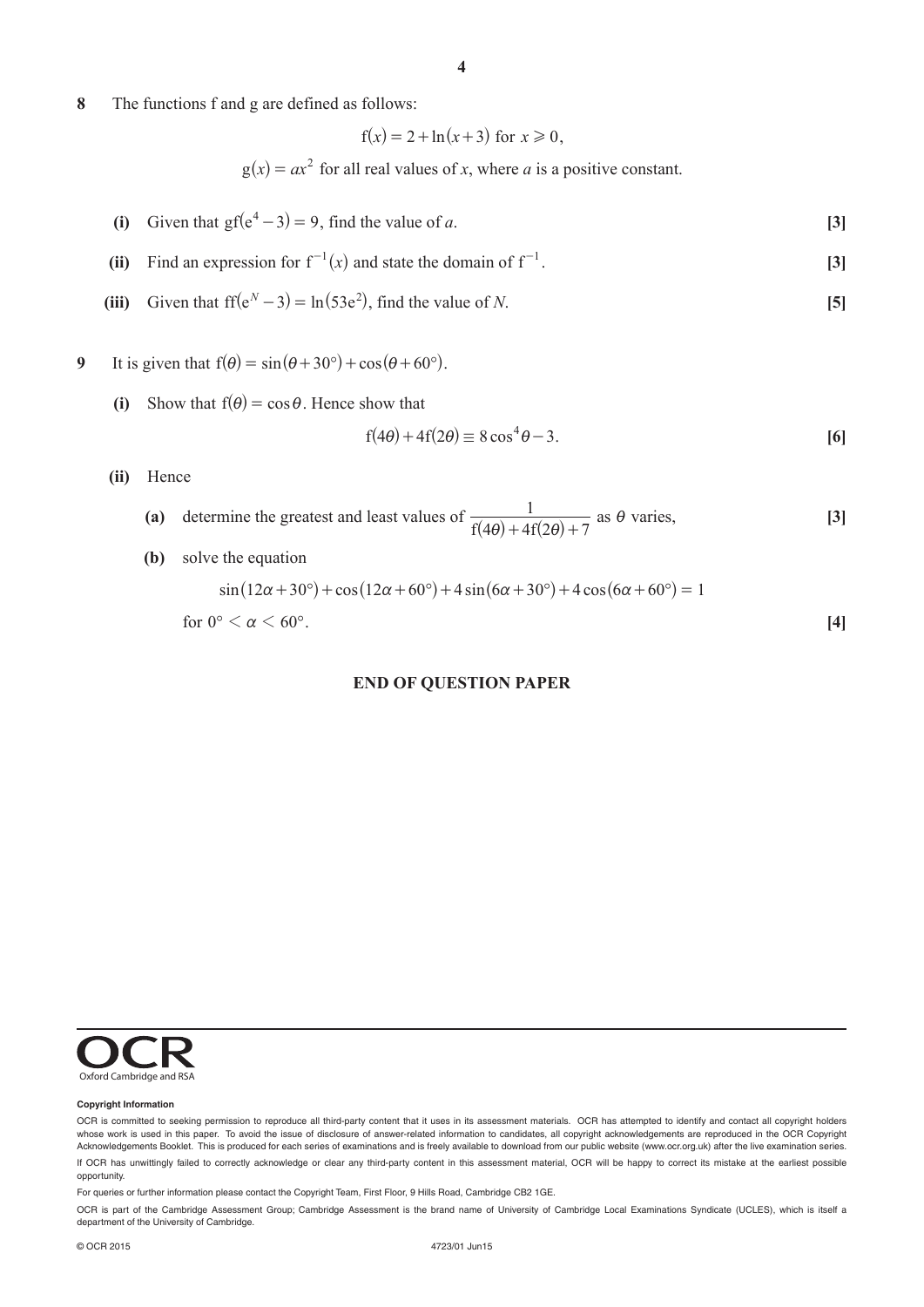**8** The functions f and g are defined as follows:

$$\text{f}(x) = 2 + \ln(x+3) \text{ for } x \geqslant 0,$$

$$\text{g}(x) = ax^2 \text{ for all real values of } x \text{, where } a \text{ is a positive constant.}$$

**(i)** Given that $\text{gf}(\text{e}^4 - 3) = 9$, find the value of $a$. **[3]**

**(ii)** Find an expression for $\text{f}^{-1}(x)$ and state the domain of $\text{f}^{-1}$. **[3]**

**(iii)** Given that $\text{ff}(\text{e}^N - 3) = \ln(53\text{e}^2)$, find the value of $N$. **[5]**

**9** It is given that $\text{f}(\theta) = \sin(\theta + 30°) + \cos(\theta + 60°)$.

**(i)** Show that $\text{f}(\theta) = \cos\theta$. Hence show that

$$\text{f}(4\theta) + 4\text{f}(2\theta) \equiv 8\cos^4\theta - 3.$$ **[6]**

**(ii)** Hence

**(a)** determine the greatest and least values of $\dfrac{1}{\text{f}(4\theta) + 4\text{f}(2\theta) + 7}$ as $\theta$ varies, **[3]**

**(b)** solve the equation

$$\sin(12\alpha + 30°) + \cos(12\alpha + 60°) + 4\sin(6\alpha + 30°) + 4\cos(6\alpha + 60°) = 1$$

for $0° < \alpha < 60°$. **[4]**

**END OF QUESTION PAPER**

**Copyright Information**

OCR is committed to seeking permission to reproduce all third-party content that it uses in its assessment materials. OCR has attempted to identify and contact all copyright holders whose work is used in this paper. To avoid the issue of disclosure of answer-related information to candidates, all copyright acknowledgements are reproduced in the OCR Copyright Acknowledgements Booklet. This is produced for each series of examinations and is freely available to download from our public website (www.ocr.org.uk) after the live examination series.

If OCR has unwittingly failed to correctly acknowledge or clear any third-party content in this assessment material, OCR will be happy to correct its mistake at the earliest possible opportunity.

For queries or further information please contact the Copyright Team, First Floor, 9 Hills Road, Cambridge CB2 1GE.

OCR is part of the Cambridge Assessment Group; Cambridge Assessment is the brand name of University of Cambridge Local Examinations Syndicate (UCLES), which is itself a department of the University of Cambridge.

© OCR 2015 4723/01 Jun15